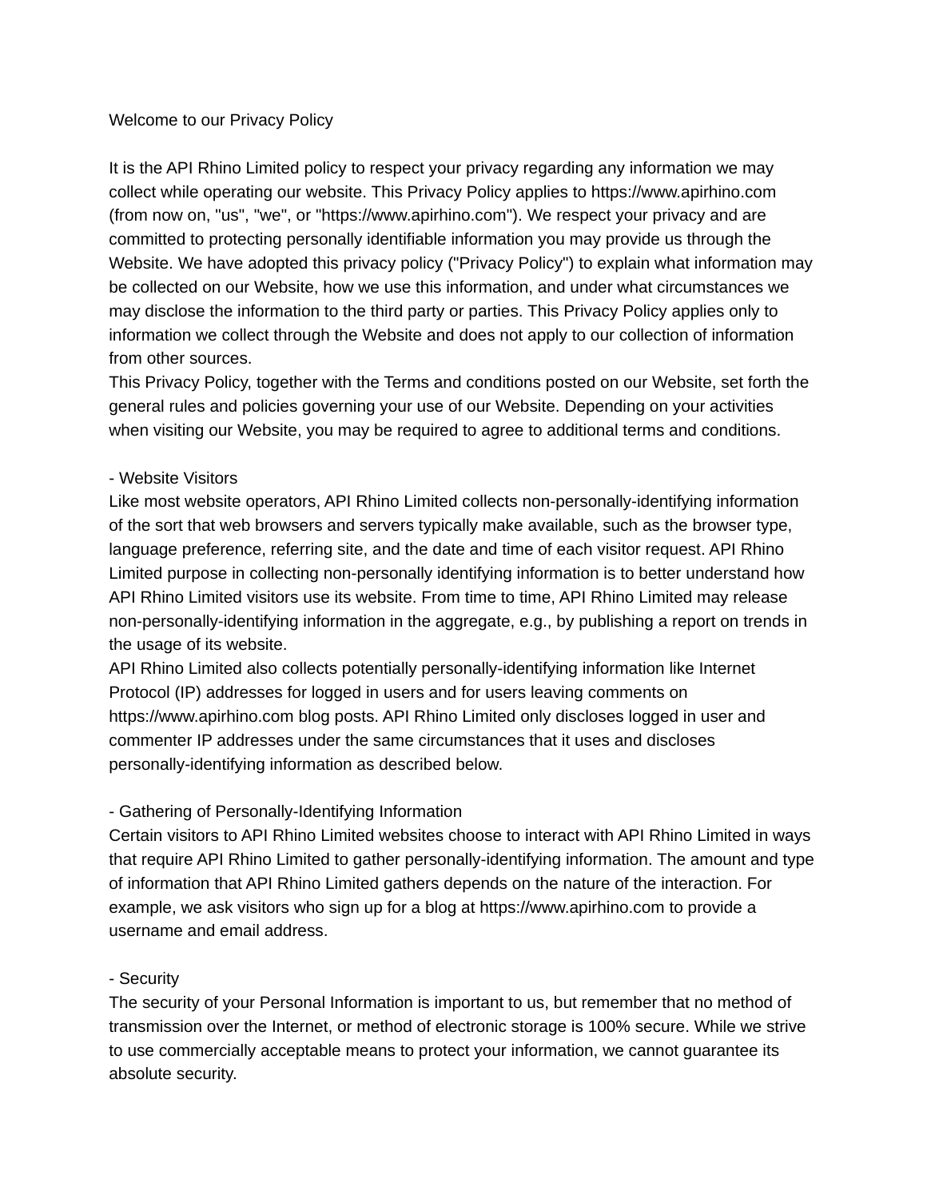# Welcome to our Privacy Policy

It is the API Rhino Limited policy to respect your privacy regarding any information we may collect while operating our website. This Privacy Policy applies to https://www.apirhino.com (from now on, "us", "we", or "https://www.apirhino.com"). We respect your privacy and are committed to protecting personally identifiable information you may provide us through the Website. We have adopted this privacy policy ("Privacy Policy") to explain what information may be collected on our Website, how we use this information, and under what circumstances we may disclose the information to the third party or parties. This Privacy Policy applies only to information we collect through the Website and does not apply to our collection of information from other sources.

This Privacy Policy, together with the Terms and conditions posted on our Website, set forth the general rules and policies governing your use of our Website. Depending on your activities when visiting our Website, you may be required to agree to additional terms and conditions.

## - Website Visitors

Like most website operators, API Rhino Limited collects non-personally-identifying information of the sort that web browsers and servers typically make available, such as the browser type, language preference, referring site, and the date and time of each visitor request. API Rhino Limited purpose in collecting non-personally identifying information is to better understand how API Rhino Limited visitors use its website. From time to time, API Rhino Limited may release non-personally-identifying information in the aggregate, e.g., by publishing a report on trends in the usage of its website.

API Rhino Limited also collects potentially personally-identifying information like Internet Protocol (IP) addresses for logged in users and for users leaving comments on https://www.apirhino.com blog posts. API Rhino Limited only discloses logged in user and commenter IP addresses under the same circumstances that it uses and discloses personally-identifying information as described below.

## - Gathering of Personally-Identifying Information

Certain visitors to API Rhino Limited websites choose to interact with API Rhino Limited in ways that require API Rhino Limited to gather personally-identifying information. The amount and type of information that API Rhino Limited gathers depends on the nature of the interaction. For example, we ask visitors who sign up for a blog at https://www.apirhino.com to provide a username and email address.

## - Security

The security of your Personal Information is important to us, but remember that no method of transmission over the Internet, or method of electronic storage is 100% secure. While we strive to use commercially acceptable means to protect your information, we cannot guarantee its absolute security.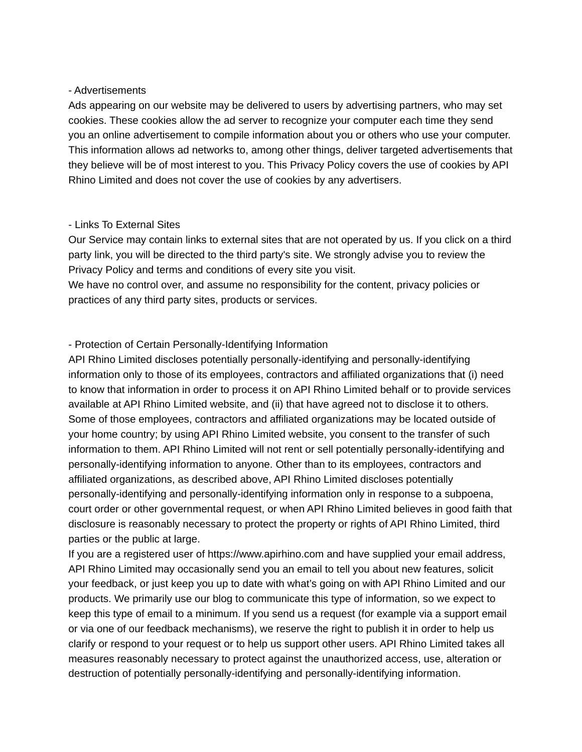- Advertisements

Ads appearing on our website may be delivered to users by advertising partners, who may set cookies. These cookies allow the ad server to recognize your computer each time they send you an online advertisement to compile information about you or others who use your computer. This information allows ad networks to, among other things, deliver targeted advertisements that they believe will be of most interest to you. This Privacy Policy covers the use of cookies by API Rhino Limited and does not cover the use of cookies by any advertisers.

- Links To External Sites

Our Service may contain links to external sites that are not operated by us. If you click on a third party link, you will be directed to the third party's site. We strongly advise you to review the Privacy Policy and terms and conditions of every site you visit.
We have no control over, and assume no responsibility for the content, privacy policies or practices of any third party sites, products or services.

- Protection of Certain Personally-Identifying Information

API Rhino Limited discloses potentially personally-identifying and personally-identifying information only to those of its employees, contractors and affiliated organizations that (i) need to know that information in order to process it on API Rhino Limited behalf or to provide services available at API Rhino Limited website, and (ii) that have agreed not to disclose it to others. Some of those employees, contractors and affiliated organizations may be located outside of your home country; by using API Rhino Limited website, you consent to the transfer of such information to them. API Rhino Limited will not rent or sell potentially personally-identifying and personally-identifying information to anyone. Other than to its employees, contractors and affiliated organizations, as described above, API Rhino Limited discloses potentially personally-identifying and personally-identifying information only in response to a subpoena, court order or other governmental request, or when API Rhino Limited believes in good faith that disclosure is reasonably necessary to protect the property or rights of API Rhino Limited, third parties or the public at large.
If you are a registered user of https://www.apirhino.com and have supplied your email address, API Rhino Limited may occasionally send you an email to tell you about new features, solicit your feedback, or just keep you up to date with what's going on with API Rhino Limited and our products. We primarily use our blog to communicate this type of information, so we expect to keep this type of email to a minimum. If you send us a request (for example via a support email or via one of our feedback mechanisms), we reserve the right to publish it in order to help us clarify or respond to your request or to help us support other users. API Rhino Limited takes all measures reasonably necessary to protect against the unauthorized access, use, alteration or destruction of potentially personally-identifying and personally-identifying information.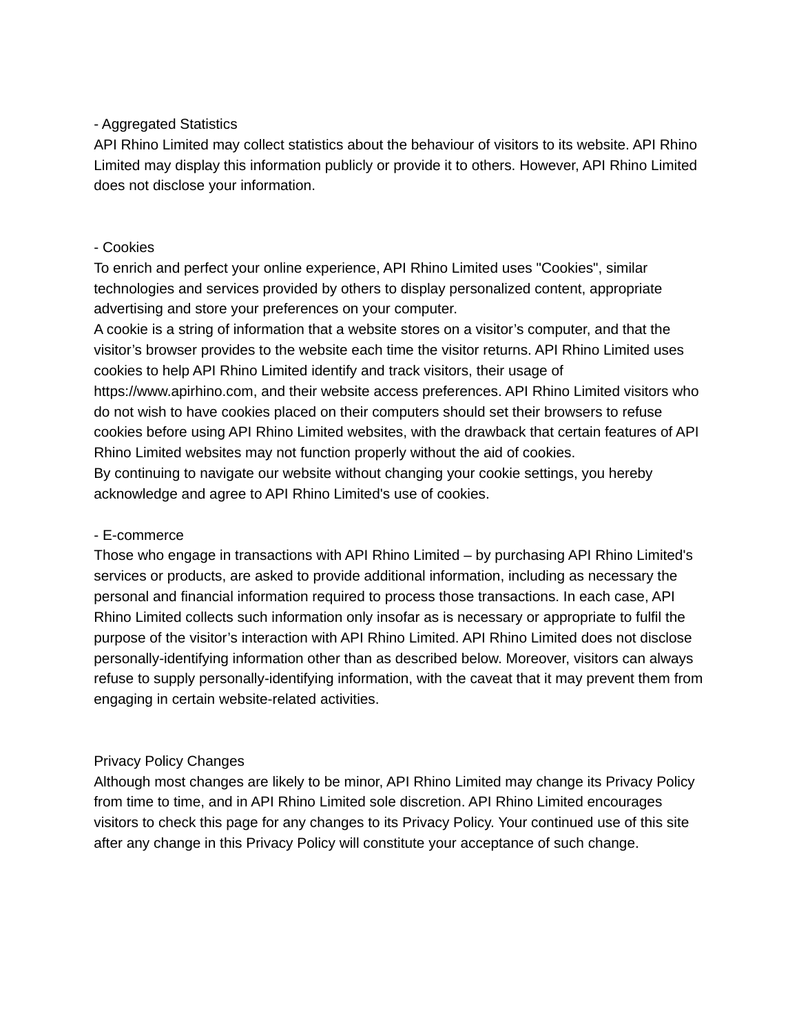- Aggregated Statistics

API Rhino Limited may collect statistics about the behaviour of visitors to its website. API Rhino Limited may display this information publicly or provide it to others. However, API Rhino Limited does not disclose your information.

- Cookies

To enrich and perfect your online experience, API Rhino Limited uses "Cookies", similar technologies and services provided by others to display personalized content, appropriate advertising and store your preferences on your computer.
A cookie is a string of information that a website stores on a visitor's computer, and that the visitor's browser provides to the website each time the visitor returns. API Rhino Limited uses cookies to help API Rhino Limited identify and track visitors, their usage of https://www.apirhino.com, and their website access preferences. API Rhino Limited visitors who do not wish to have cookies placed on their computers should set their browsers to refuse cookies before using API Rhino Limited websites, with the drawback that certain features of API Rhino Limited websites may not function properly without the aid of cookies.
By continuing to navigate our website without changing your cookie settings, you hereby acknowledge and agree to API Rhino Limited's use of cookies.

- E-commerce

Those who engage in transactions with API Rhino Limited – by purchasing API Rhino Limited's services or products, are asked to provide additional information, including as necessary the personal and financial information required to process those transactions. In each case, API Rhino Limited collects such information only insofar as is necessary or appropriate to fulfil the purpose of the visitor's interaction with API Rhino Limited. API Rhino Limited does not disclose personally-identifying information other than as described below. Moreover, visitors can always refuse to supply personally-identifying information, with the caveat that it may prevent them from engaging in certain website-related activities.

Privacy Policy Changes

Although most changes are likely to be minor, API Rhino Limited may change its Privacy Policy from time to time, and in API Rhino Limited sole discretion. API Rhino Limited encourages visitors to check this page for any changes to its Privacy Policy. Your continued use of this site after any change in this Privacy Policy will constitute your acceptance of such change.